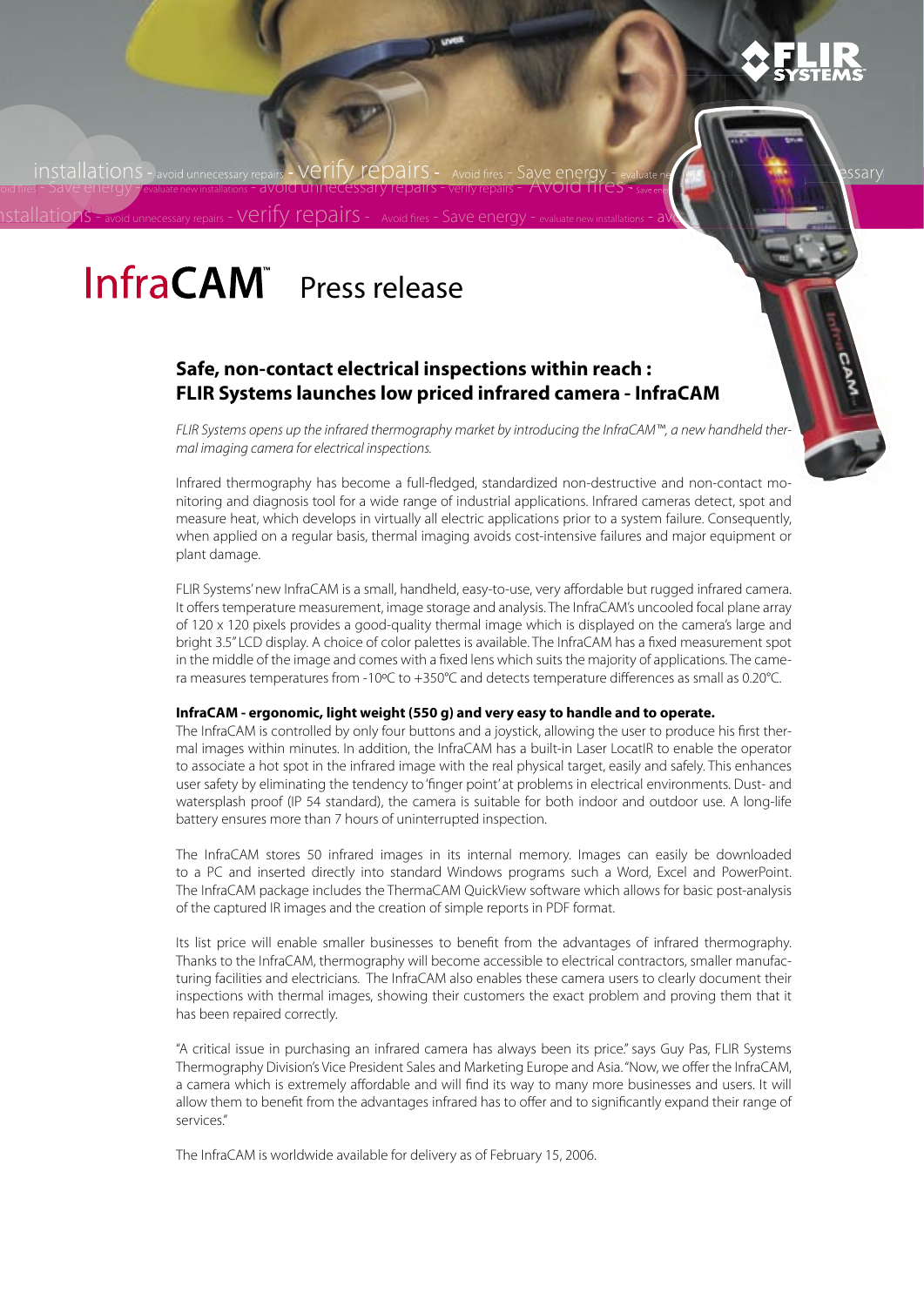# InfraCAM™ Press release

## Safe, non-contact electrical inspections within reach : FLIR Systems launches low priced infrared camera - InfraCAM

*FLIR Systems opens up the infrared thermography market by introducing the InfraCAM™, a new handheld thermal imaging camera for electrical inspections.*

Infrared thermography has become a full-fledged, standardized non-destructive and non-contact monitoring and diagnosis tool for a wide range of industrial applications. Infrared cameras detect, spot and measure heat, which develops in virtually all electric applications prior to a system failure. Consequently, when applied on a regular basis, thermal imaging avoids cost-intensive failures and major equipment or plant damage.

FLIR Systems' new InfraCAM is a small, handheld, easy-to-use, very affordable but rugged infrared camera. It offers temperature measurement, image storage and analysis. The InfraCAM's uncooled focal plane array of 120 x 120 pixels provides a good-quality thermal image which is displayed on the camera's large and bright 3.5" LCD display. A choice of color palettes is available. The InfraCAM has a fixed measurement spot in the middle of the image and comes with a fixed lens which suits the majority of applications. The camera measures temperatures from -10ºC to +350°C and detects temperature differences as small as 0.20°C.

**InfraCAM - ergonomic, light weight (550 g) and very easy to handle and to operate.**

The InfraCAM is controlled by only four buttons and a joystick, allowing the user to produce his first thermal images within minutes. In addition, the InfraCAM has a built-in Laser LocatIR to enable the operator to associate a hot spot in the infrared image with the real physical target, easily and safely. This enhances user safety by eliminating the tendency to 'finger point' at problems in electrical environments. Dust- and watersplash proof (IP 54 standard), the camera is suitable for both indoor and outdoor use. A long-life battery ensures more than 7 hours of uninterrupted inspection.

The InfraCAM stores 50 infrared images in its internal memory. Images can easily be downloaded to a PC and inserted directly into standard Windows programs such a Word, Excel and PowerPoint. The InfraCAM package includes the ThermaCAM QuickView software which allows for basic post-analysis of the captured IR images and the creation of simple reports in PDF format.

Its list price will enable smaller businesses to benefit from the advantages of infrared thermography. Thanks to the InfraCAM, thermography will become accessible to electrical contractors, smaller manufacturing facilities and electricians. The InfraCAM also enables these camera users to clearly document their inspections with thermal images, showing their customers the exact problem and proving them that it has been repaired correctly.

"A critical issue in purchasing an infrared camera has always been its price." says Guy Pas, FLIR Systems Thermography Division's Vice President Sales and Marketing Europe and Asia. "Now, we offer the InfraCAM, a camera which is extremely affordable and will find its way to many more businesses and users. It will allow them to benefit from the advantages infrared has to offer and to significantly expand their range of services."

The InfraCAM is worldwide available for delivery as of February 15, 2006.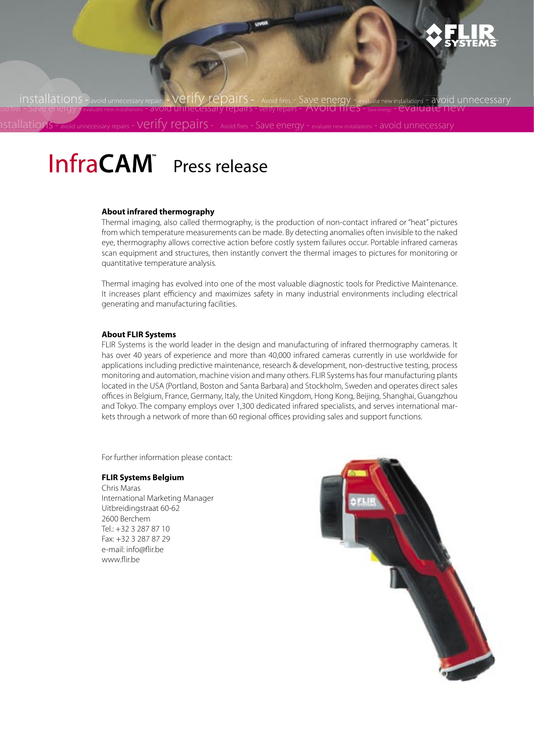# InfraCAM™ Press release

### About infrared thermography

Thermal imaging, also called thermography, is the production of non-contact infrared or "heat" pictures from which temperature measurements can be made. By detecting anomalies often invisible to the naked eye, thermography allows corrective action before costly system failures occur. Portable infrared cameras scan equipment and structures, then instantly convert the thermal images to pictures for monitoring or quantitative temperature analysis.

Thermal imaging has evolved into one of the most valuable diagnostic tools for Predictive Maintenance. It increases plant efficiency and maximizes safety in many industrial environments including electrical generating and manufacturing facilities.

### About FLIR Systems

FLIR Systems is the world leader in the design and manufacturing of infrared thermography cameras. It has over 40 years of experience and more than 40,000 infrared cameras currently in use worldwide for applications including predictive maintenance, research & development, non-destructive testing, process monitoring and automation, machine vision and many others. FLIR Systems has four manufacturing plants located in the USA (Portland, Boston and Santa Barbara) and Stockholm, Sweden and operates direct sales offices in Belgium, France, Germany, Italy, the United Kingdom, Hong Kong, Beijing, Shanghai, Guangzhou and Tokyo. The company employs over 1,300 dedicated infrared specialists, and serves international markets through a network of more than 60 regional offices providing sales and support functions.

For further information please contact:

**FLIR Systems Belgium**
Chris Maras
International Marketing Manager
Uitbreidingstraat 60-62
2600 Berchem
Tel.: +32 3 287 87 10
Fax: +32 3 287 87 29
e-mail: info@flir.be
www.flir.be